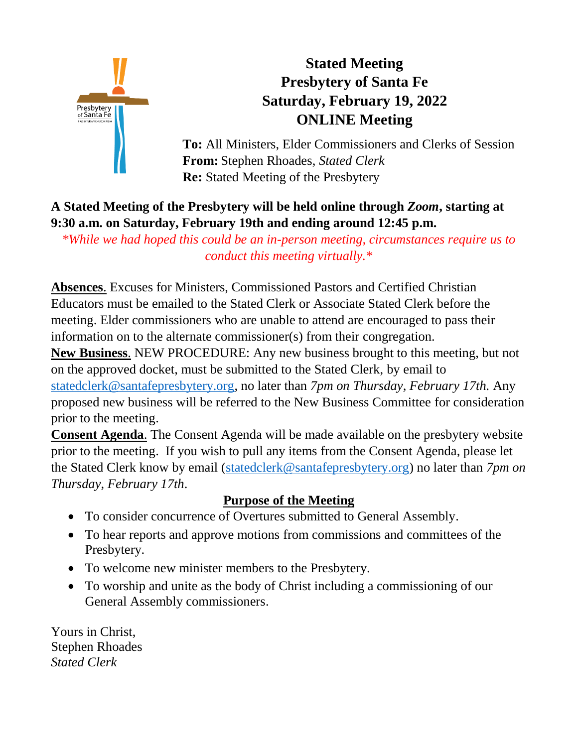# Stated Meeting
# Presbytery of Santa Fe
# Saturday, February 19, 2022
# ONLINE Meeting

**To:** All Ministers, Elder Commissioners and Clerks of Session
**From:** Stephen Rhoades, *Stated Clerk*
**Re:** Stated Meeting of the Presbytery

**A Stated Meeting of the Presbytery will be held online through *Zoom*, starting at 9:30 a.m. on Saturday, February 19th and ending around 12:45 p.m.**

*\*While we had hoped this could be an in-person meeting, circumstances require us to conduct this meeting virtually.\**

**Absences**. Excuses for Ministers, Commissioned Pastors and Certified Christian Educators must be emailed to the Stated Clerk or Associate Stated Clerk before the meeting. Elder commissioners who are unable to attend are encouraged to pass their information on to the alternate commissioner(s) from their congregation.

**New Business**. NEW PROCEDURE: Any new business brought to this meeting, but not on the approved docket, must be submitted to the Stated Clerk, by email to statedclerk@santafepresbytery.org, no later than *7pm on Thursday, February 17th.* Any proposed new business will be referred to the New Business Committee for consideration prior to the meeting.

**Consent Agenda**. The Consent Agenda will be made available on the presbytery website prior to the meeting. If you wish to pull any items from the Consent Agenda, please let the Stated Clerk know by email (statedclerk@santafepresbytery.org) no later than *7pm on Thursday, February 17th*.

## Purpose of the Meeting

- To consider concurrence of Overtures submitted to General Assembly.
- To hear reports and approve motions from commissions and committees of the Presbytery.
- To welcome new minister members to the Presbytery.
- To worship and unite as the body of Christ including a commissioning of our General Assembly commissioners.

Yours in Christ,
Stephen Rhoades
*Stated Clerk*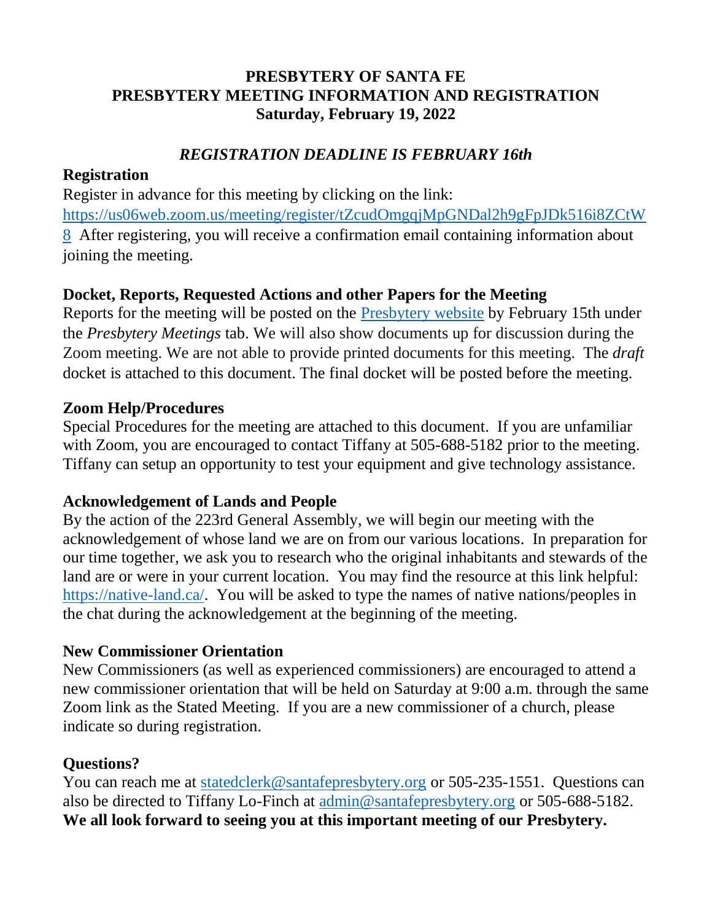# PRESBYTERY OF SANTA FE
# PRESBYTERY MEETING INFORMATION AND REGISTRATION
# Saturday, February 19, 2022

***REGISTRATION DEADLINE IS FEBRUARY 16th***

## Registration

Register in advance for this meeting by clicking on the link: [https://us06web.zoom.us/meeting/register/tZcudOmgqjMpGNDal2h9gFpJDk516i8ZCtW8](https://us06web.zoom.us/meeting/register/tZcudOmgqjMpGNDal2h9gFpJDk516i8ZCtW8) After registering, you will receive a confirmation email containing information about joining the meeting.

## Docket, Reports, Requested Actions and other Papers for the Meeting

Reports for the meeting will be posted on the Presbytery website by February 15th under the *Presbytery Meetings* tab. We will also show documents up for discussion during the Zoom meeting. We are not able to provide printed documents for this meeting. The *draft* docket is attached to this document. The final docket will be posted before the meeting.

## Zoom Help/Procedures

Special Procedures for the meeting are attached to this document. If you are unfamiliar with Zoom, you are encouraged to contact Tiffany at 505-688-5182 prior to the meeting. Tiffany can setup an opportunity to test your equipment and give technology assistance.

## Acknowledgement of Lands and People

By the action of the 223rd General Assembly, we will begin our meeting with the acknowledgement of whose land we are on from our various locations. In preparation for our time together, we ask you to research who the original inhabitants and stewards of the land are or were in your current location. You may find the resource at this link helpful: [https://native-land.ca/](https://native-land.ca/). You will be asked to type the names of native nations/peoples in the chat during the acknowledgement at the beginning of the meeting.

## New Commissioner Orientation

New Commissioners (as well as experienced commissioners) are encouraged to attend a new commissioner orientation that will be held on Saturday at 9:00 a.m. through the same Zoom link as the Stated Meeting. If you are a new commissioner of a church, please indicate so during registration.

## Questions?

You can reach me at statedclerk@santafepresbytery.org or 505-235-1551. Questions can also be directed to Tiffany Lo-Finch at admin@santafepresbytery.org or 505-688-5182.

**We all look forward to seeing you at this important meeting of our Presbytery.**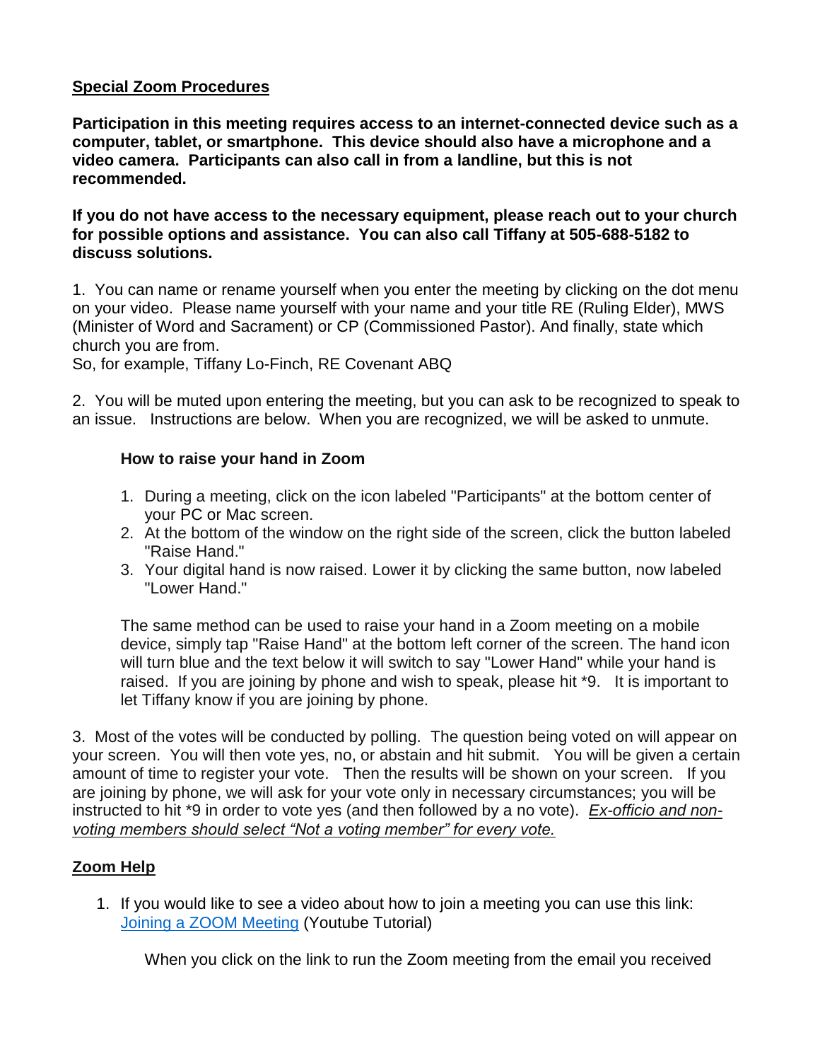**Special Zoom Procedures**

**Participation in this meeting requires access to an internet-connected device such as a computer, tablet, or smartphone. This device should also have a microphone and a video camera. Participants can also call in from a landline, but this is not recommended.**

**If you do not have access to the necessary equipment, please reach out to your church for possible options and assistance. You can also call Tiffany at 505-688-5182 to discuss solutions.**

1. You can name or rename yourself when you enter the meeting by clicking on the dot menu on your video. Please name yourself with your name and your title RE (Ruling Elder), MWS (Minister of Word and Sacrament) or CP (Commissioned Pastor). And finally, state which church you are from.
So, for example, Tiffany Lo-Finch, RE Covenant ABQ

2. You will be muted upon entering the meeting, but you can ask to be recognized to speak to an issue. Instructions are below. When you are recognized, we will be asked to unmute.

    **How to raise your hand in Zoom**

    1. During a meeting, click on the icon labeled "Participants" at the bottom center of your PC or Mac screen.
    2. At the bottom of the window on the right side of the screen, click the button labeled "Raise Hand."
    3. Your digital hand is now raised. Lower it by clicking the same button, now labeled "Lower Hand."

    The same method can be used to raise your hand in a Zoom meeting on a mobile device, simply tap "Raise Hand" at the bottom left corner of the screen. The hand icon will turn blue and the text below it will switch to say "Lower Hand" while your hand is raised. If you are joining by phone and wish to speak, please hit *9. It is important to let Tiffany know if you are joining by phone.

3. Most of the votes will be conducted by polling. The question being voted on will appear on your screen. You will then vote yes, no, or abstain and hit submit. You will be given a certain amount of time to register your vote. Then the results will be shown on your screen. If you are joining by phone, we will ask for your vote only in necessary circumstances; you will be instructed to hit *9 in order to vote yes (and then followed by a no vote). *Ex-officio and non-voting members should select "Not a voting member" for every vote.*

**Zoom Help**

1. If you would like to see a video about how to join a meeting you can use this link: Joining a ZOOM Meeting (Youtube Tutorial)

    When you click on the link to run the Zoom meeting from the email you received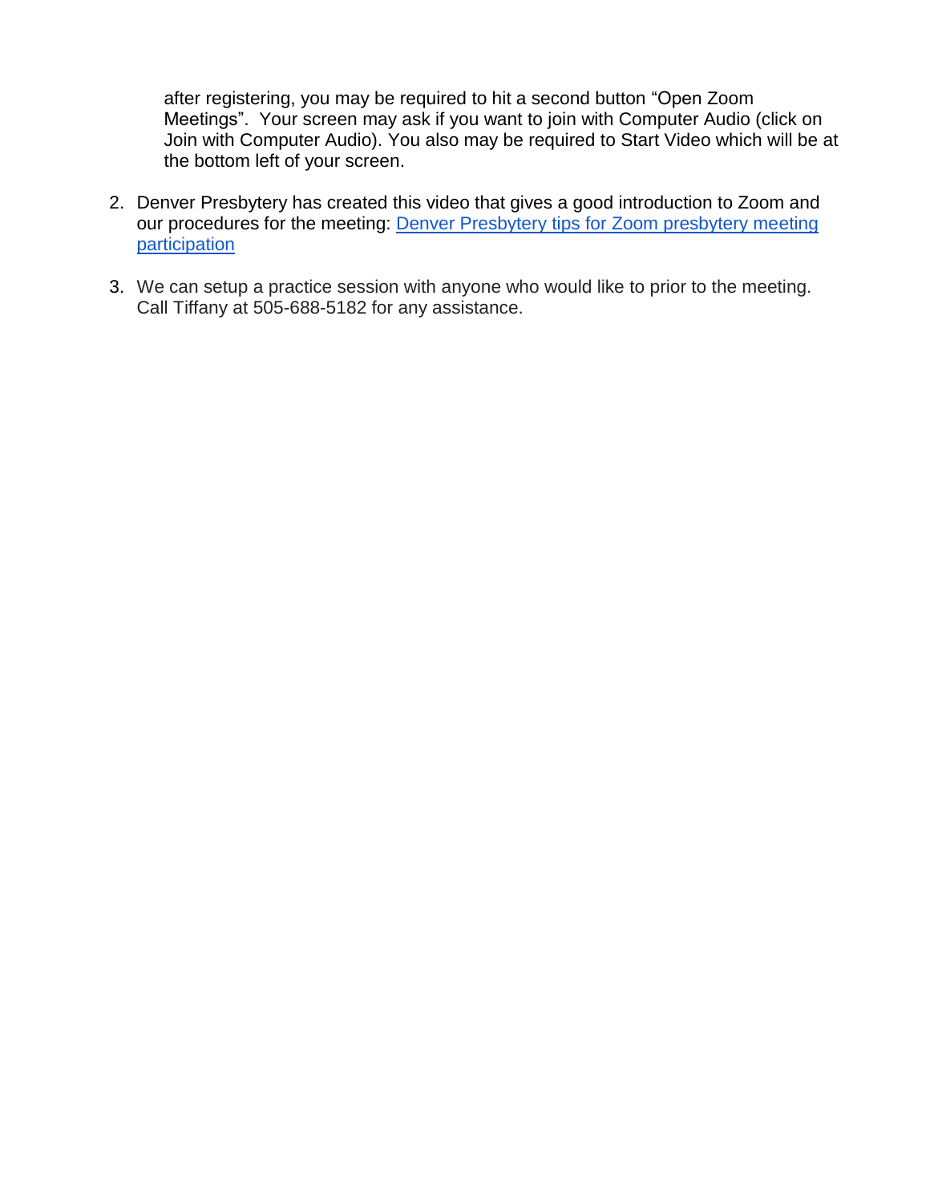after registering, you may be required to hit a second button "Open Zoom Meetings". Your screen may ask if you want to join with Computer Audio (click on Join with Computer Audio). You also may be required to Start Video which will be at the bottom left of your screen.

2. Denver Presbytery has created this video that gives a good introduction to Zoom and our procedures for the meeting: Denver Presbytery tips for Zoom presbytery meeting participation

3. We can setup a practice session with anyone who would like to prior to the meeting. Call Tiffany at 505-688-5182 for any assistance.